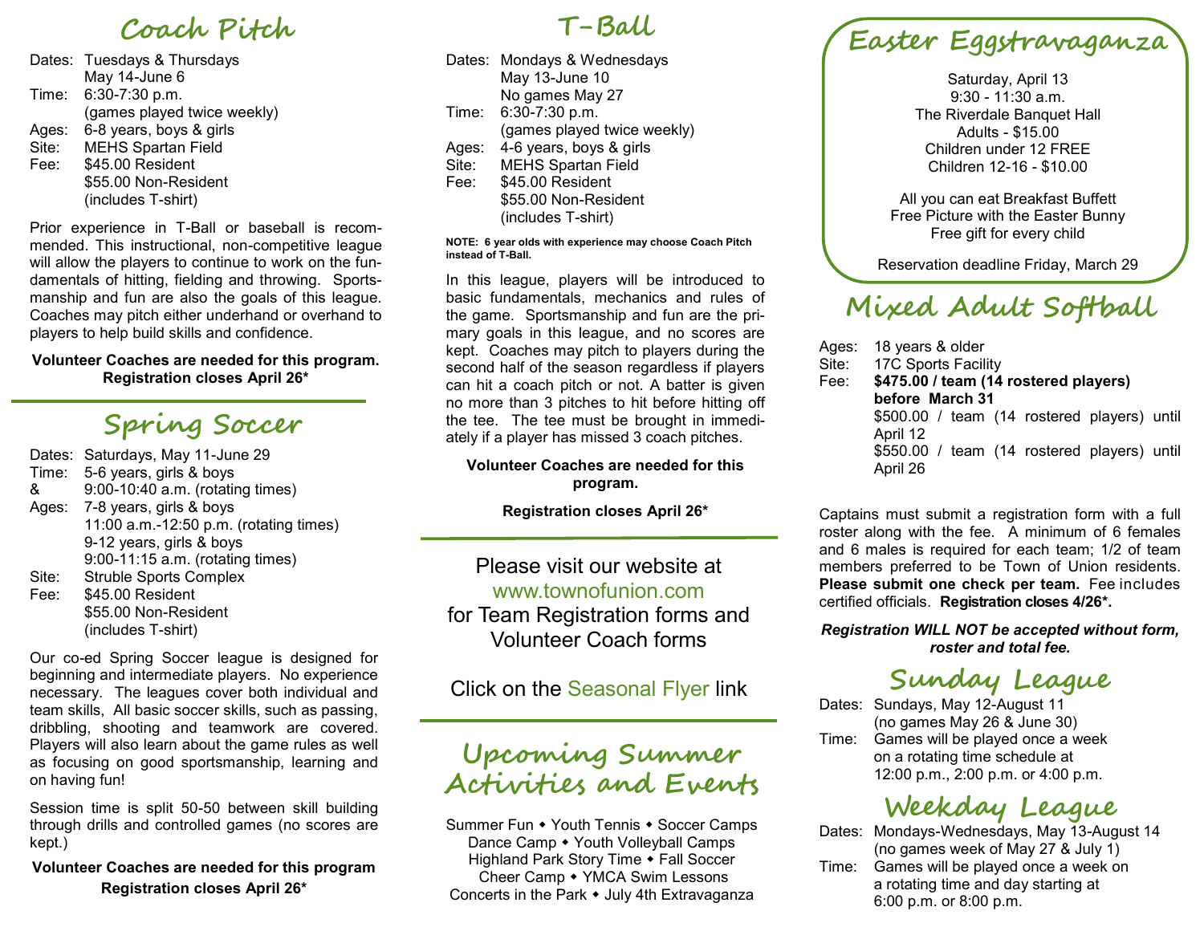## Coach Pitch

Dates: Tuesdays & Thursdays
May 14-June 6

Time: 6:30-7:30 p.m.
(games played twice weekly)

Ages: 6-8 years, boys & girls

Site: MEHS Spartan Field

Fee: $45.00 Resident
$55.00 Non-Resident
(includes T-shirt)

Prior experience in T-Ball or baseball is recommended. This instructional, non-competitive league will allow the players to continue to work on the fundamentals of hitting, fielding and throwing. Sportsmanship and fun are also the goals of this league. Coaches may pitch either underhand or overhand to players to help build skills and confidence.

**Volunteer Coaches are needed for this program. Registration closes April 26\***

## Spring Soccer

Dates: Saturdays, May 11-June 29

Time: 5-6 years, girls & boys
& 9:00-10:40 a.m. (rotating times)

Ages: 7-8 years, girls & boys
11:00 a.m.-12:50 p.m. (rotating times)
9-12 years, girls & boys
9:00-11:15 a.m. (rotating times)

Site: Struble Sports Complex

Fee: $45.00 Resident
$55.00 Non-Resident
(includes T-shirt)

Our co-ed Spring Soccer league is designed for beginning and intermediate players. No experience necessary. The leagues cover both individual and team skills, All basic soccer skills, such as passing, dribbling, shooting and teamwork are covered. Players will also learn about the game rules as well as focusing on good sportsmanship, learning and on having fun!

Session time is split 50-50 between skill building through drills and controlled games (no scores are kept.)

**Volunteer Coaches are needed for this program**
**Registration closes April 26\***

## T-Ball

Dates: Mondays & Wednesdays
May 13-June 10
No games May 27

Time: 6:30-7:30 p.m.
(games played twice weekly)

Ages: 4-6 years, boys & girls

Site: MEHS Spartan Field

Fee: $45.00 Resident
$55.00 Non-Resident
(includes T-shirt)

**NOTE: 6 year olds with experience may choose Coach Pitch instead of T-Ball.**

In this league, players will be introduced to basic fundamentals, mechanics and rules of the game. Sportsmanship and fun are the primary goals in this league, and no scores are kept. Coaches may pitch to players during the second half of the season regardless if players can hit a coach pitch or not. A batter is given no more than 3 pitches to hit before hitting off the tee. The tee must be brought in immediately if a player has missed 3 coach pitches.

**Volunteer Coaches are needed for this program.**

**Registration closes April 26\***

Please visit our website at
www.townofunion.com
for Team Registration forms and Volunteer Coach forms

Click on the Seasonal Flyer link

## Upcoming Summer Activities and Events

Summer Fun ◆ Youth Tennis ◆ Soccer Camps
Dance Camp ◆ Youth Volleyball Camps
Highland Park Story Time ◆ Fall Soccer
Cheer Camp ◆ YMCA Swim Lessons
Concerts in the Park ◆ July 4th Extravaganza

## Easter Eggstravaganza

Saturday, April 13
9:30 - 11:30 a.m.
The Riverdale Banquet Hall
Adults - $15.00
Children under 12 FREE
Children 12-16 - $10.00

All you can eat Breakfast Buffett
Free Picture with the Easter Bunny
Free gift for every child

Reservation deadline Friday, March 29

## Mixed Adult Softball

Ages: 18 years & older

Site: 17C Sports Facility

Fee: **$475.00 / team (14 rostered players) before March 31**
$500.00 / team (14 rostered players) until April 12
$550.00 / team (14 rostered players) until April 26

Captains must submit a registration form with a full roster along with the fee. A minimum of 6 females and 6 males is required for each team; 1/2 of team members preferred to be Town of Union residents. **Please submit one check per team.** Fee includes certified officials. **Registration closes 4/26\*.**

***Registration WILL NOT be accepted without form, roster and total fee.***

### Sunday League

Dates: Sundays, May 12-August 11
(no games May 26 & June 30)

Time: Games will be played once a week on a rotating time schedule at 12:00 p.m., 2:00 p.m. or 4:00 p.m.

### Weekday League

Dates: Mondays-Wednesdays, May 13-August 14
(no games week of May 27 & July 1)

Time: Games will be played once a week on a rotating time and day starting at 6:00 p.m. or 8:00 p.m.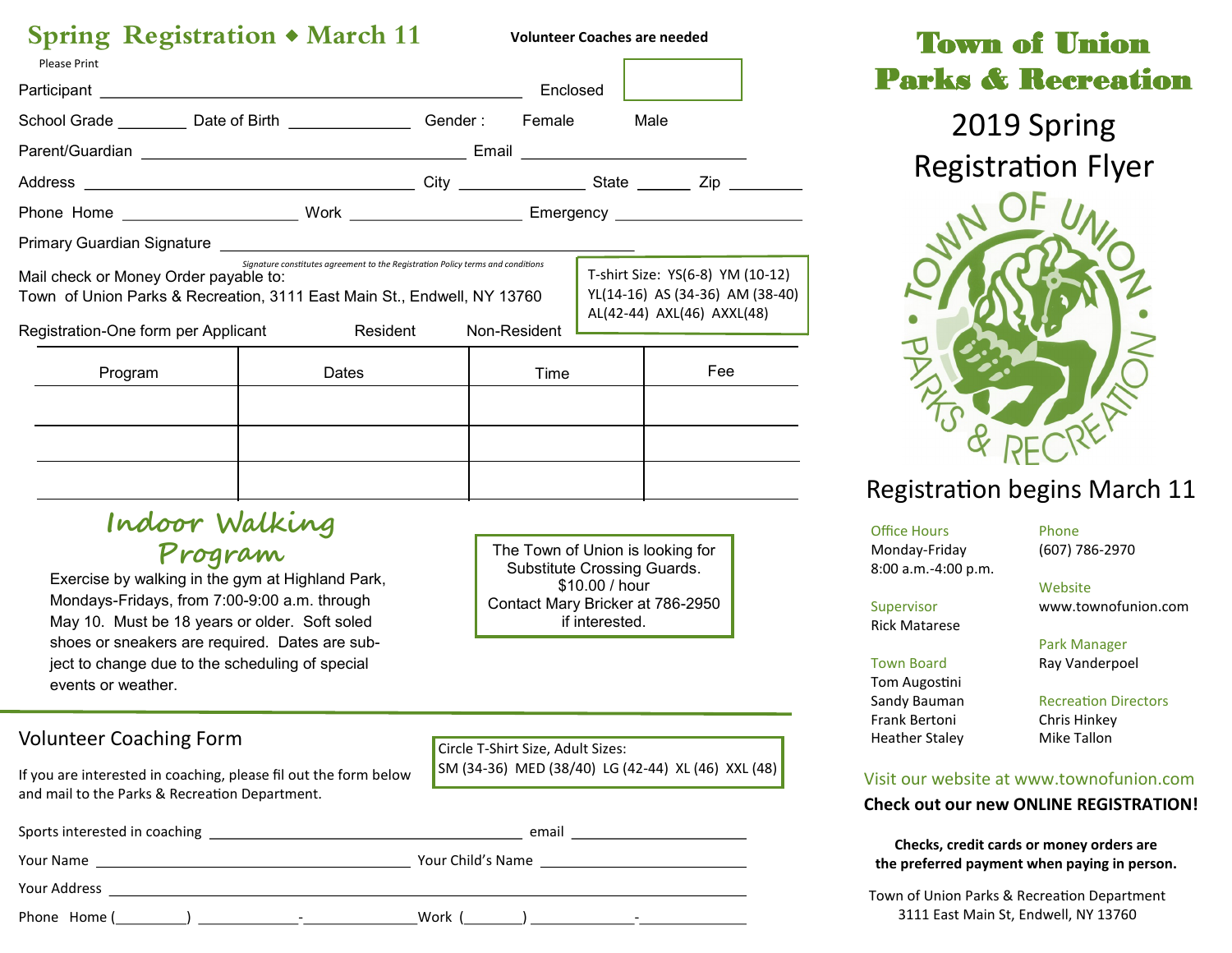# Spring Registration ◆ March 11

**Volunteer Coaches are needed**

Please Print

Participant ______________________________ Enclosed [ ]

School Grade ________ Date of Birth ____________ Gender : Female Male

Parent/Guardian ______________________________ Email ____________________

Address ______________________________ City ____________ State ______ Zip ________

Phone Home ________________ Work ________________ Emergency __________________

Primary Guardian Signature ______________________________________

*Signature constitutes agreement to the Registration Policy terms and conditions*

Mail check or Money Order payable to:
Town of Union Parks & Recreation, 3111 East Main St., Endwell, NY 13760

T-shirt Size: YS(6-8) YM (10-12) YL(14-16) AS (34-36) AM (38-40) AL(42-44) AXL(46) AXXL(48)

Registration-One form per Applicant Resident Non-Resident

| Program | Dates | Time | Fee |
|---|---|---|---|
| | | | |
| | | | |
| | | | |

## Indoor Walking Program

Exercise by walking in the gym at Highland Park, Mondays-Fridays, from 7:00-9:00 a.m. through May 10. Must be 18 years or older. Soft soled shoes or sneakers are required. Dates are subject to change due to the scheduling of special events or weather.

The Town of Union is looking for Substitute Crossing Guards. $10.00 / hour Contact Mary Bricker at 786-2950 if interested.

## Volunteer Coaching Form

If you are interested in coaching, please fil out the form below and mail to the Parks & Recreation Department.

Circle T-Shirt Size, Adult Sizes:
SM (34-36) MED (38/40) LG (42-44) XL (46) XXL (48)

Sports interested in coaching ______________________________ email __________________

Your Name ______________________________ Your Child's Name ______________________

Your Address ______________________________________________________________

Phone Home (________) __________-__________ Work (_______) __________-__________

# Town of Union Parks & Recreation

## 2019 Spring Registration Flyer

TOWN OF UNION • PARKS & RECREATION •

## Registration begins March 11

Office Hours
Monday-Friday
8:00 a.m.-4:00 p.m.

Phone
(607) 786-2970

Website
www.townofunion.com

Supervisor
Rick Matarese

Park Manager
Ray Vanderpoel

Town Board
Tom Augostini
Sandy Bauman
Frank Bertoni
Heather Staley

Recreation Directors
Chris Hinkey
Mike Tallon

Visit our website at www.townofunion.com

**Check out our new ONLINE REGISTRATION!**

**Checks, credit cards or money orders are the preferred payment when paying in person.**

Town of Union Parks & Recreation Department
3111 East Main St, Endwell, NY 13760